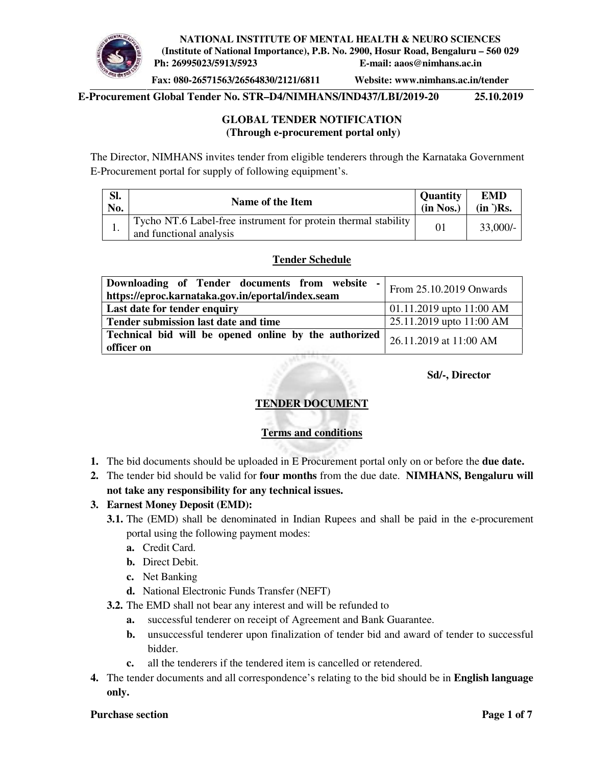**NATIONAL INSTITUTE OF MENTAL HEALTH & NEURO SCIENCES**
**(Institute of National Importance), P.B. No. 2900, Hosur Road, Bengaluru – 560 029**
**Ph: 26995023/5913/5923 E-mail: aaos@nimhans.ac.in**
**Fax: 080-26571563/26564830/2121/6811 Website: www.nimhans.ac.in/tender**

**E-Procurement Global Tender No. STR–D4/NIMHANS/IND437/LBI/2019-20 25.10.2019**

## GLOBAL TENDER NOTIFICATION
**(Through e-procurement portal only)**

The Director, NIMHANS invites tender from eligible tenderers through the Karnataka Government E-Procurement portal for supply of following equipment's.

| Sl. No. | Name of the Item | Quantity (in Nos.) | EMD (in `)Rs. |
|---|---|---|---|
| 1. | Tycho NT.6 Label-free instrument for protein thermal stability and functional analysis | 01 | 33,000/- |

### Tender Schedule

| | |
|---|---|
| **Downloading of Tender documents from website - https://eproc.karnataka.gov.in/eportal/index.seam** | From 25.10.2019 Onwards |
| **Last date for tender enquiry** | 01.11.2019 upto 11:00 AM |
| **Tender submission last date and time** | 25.11.2019 upto 11:00 AM |
| **Technical bid will be opened online by the authorized officer on** | 26.11.2019 at 11:00 AM |

**Sd/-, Director**

## TENDER DOCUMENT

### Terms and conditions

1. The bid documents should be uploaded in E Procurement portal only on or before the **due date.**
2. The tender bid should be valid for **four months** from the due date. **NIMHANS, Bengaluru will not take any responsibility for any technical issues.**
3. **Earnest Money Deposit (EMD):**
   - **3.1.** The (EMD) shall be denominated in Indian Rupees and shall be paid in the e-procurement portal using the following payment modes:
     - **a.** Credit Card.
     - **b.** Direct Debit.
     - **c.** Net Banking
     - **d.** National Electronic Funds Transfer (NEFT)
   - **3.2.** The EMD shall not bear any interest and will be refunded to
     - **a.** successful tenderer on receipt of Agreement and Bank Guarantee.
     - **b.** unsuccessful tenderer upon finalization of tender bid and award of tender to successful bidder.
     - **c.** all the tenderers if the tendered item is cancelled or retendered.
4. The tender documents and all correspondence's relating to the bid should be in **English language only.**

**Purchase section**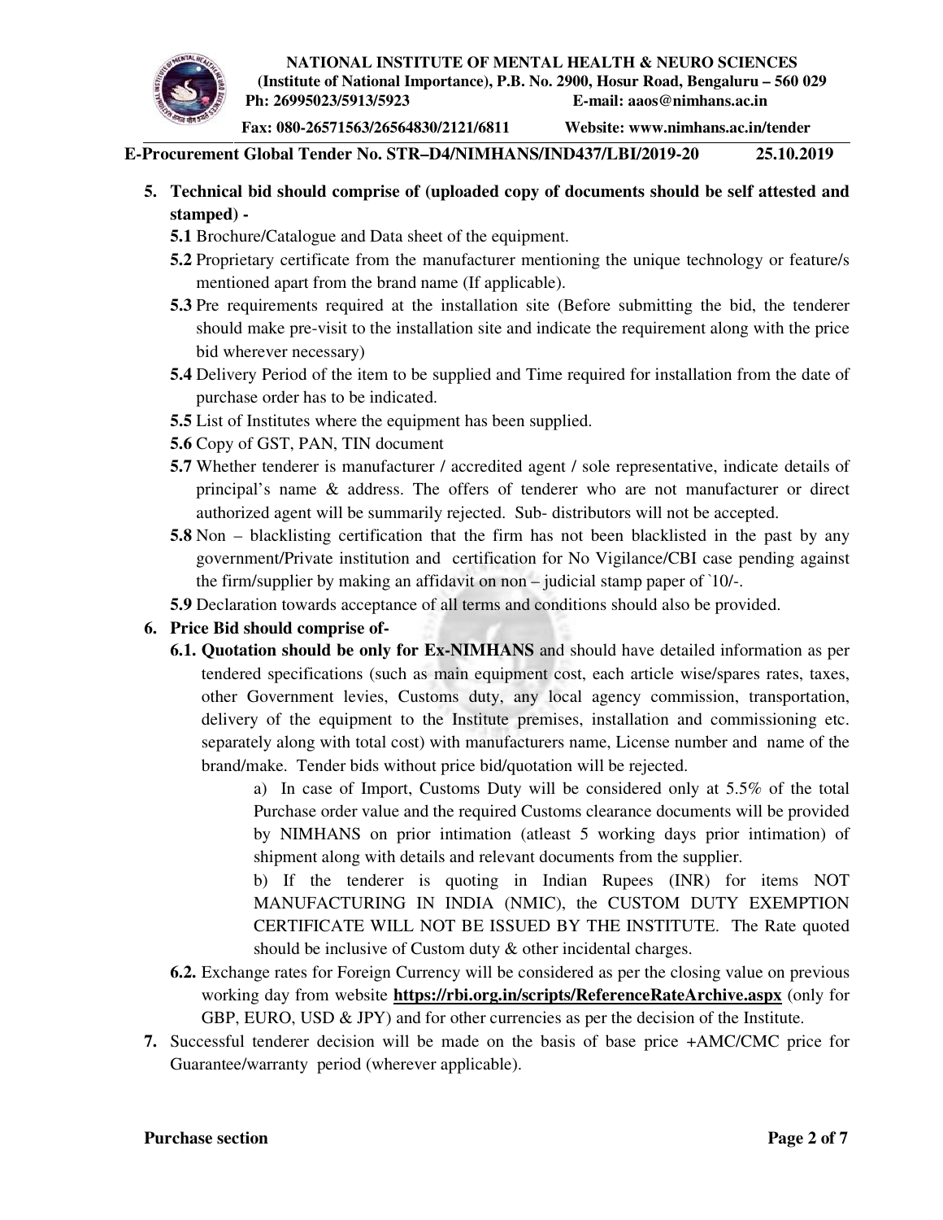5. **Technical bid should comprise of (uploaded copy of documents should be self attested and stamped) -**
   - **5.1** Brochure/Catalogue and Data sheet of the equipment.
   - **5.2** Proprietary certificate from the manufacturer mentioning the unique technology or feature/s mentioned apart from the brand name (If applicable).
   - **5.3** Pre requirements required at the installation site (Before submitting the bid, the tenderer should make pre-visit to the installation site and indicate the requirement along with the price bid wherever necessary)
   - **5.4** Delivery Period of the item to be supplied and Time required for installation from the date of purchase order has to be indicated.
   - **5.5** List of Institutes where the equipment has been supplied.
   - **5.6** Copy of GST, PAN, TIN document
   - **5.7** Whether tenderer is manufacturer / accredited agent / sole representative, indicate details of principal's name & address. The offers of tenderer who are not manufacturer or direct authorized agent will be summarily rejected. Sub- distributors will not be accepted.
   - **5.8** Non – blacklisting certification that the firm has not been blacklisted in the past by any government/Private institution and certification for No Vigilance/CBI case pending against the firm/supplier by making an affidavit on non – judicial stamp paper of `10/-.
   - **5.9** Declaration towards acceptance of all terms and conditions should also be provided.
6. **Price Bid should comprise of-**
   - **6.1. Quotation should be only for Ex-NIMHANS** and should have detailed information as per tendered specifications (such as main equipment cost, each article wise/spares rates, taxes, other Government levies, Customs duty, any local agency commission, transportation, delivery of the equipment to the Institute premises, installation and commissioning etc. separately along with total cost) with manufacturers name, License number and name of the brand/make. Tender bids without price bid/quotation will be rejected.

     a) In case of Import, Customs Duty will be considered only at 5.5% of the total Purchase order value and the required Customs clearance documents will be provided by NIMHANS on prior intimation (atleast 5 working days prior intimation) of shipment along with details and relevant documents from the supplier.

     b) If the tenderer is quoting in Indian Rupees (INR) for items NOT MANUFACTURING IN INDIA (NMIC), the CUSTOM DUTY EXEMPTION CERTIFICATE WILL NOT BE ISSUED BY THE INSTITUTE. The Rate quoted should be inclusive of Custom duty & other incidental charges.
   - **6.2.** Exchange rates for Foreign Currency will be considered as per the closing value on previous working day from website **https://rbi.org.in/scripts/ReferenceRateArchive.aspx** (only for GBP, EURO, USD & JPY) and for other currencies as per the decision of the Institute.
7. Successful tenderer decision will be made on the basis of base price +AMC/CMC price for Guarantee/warranty period (wherever applicable).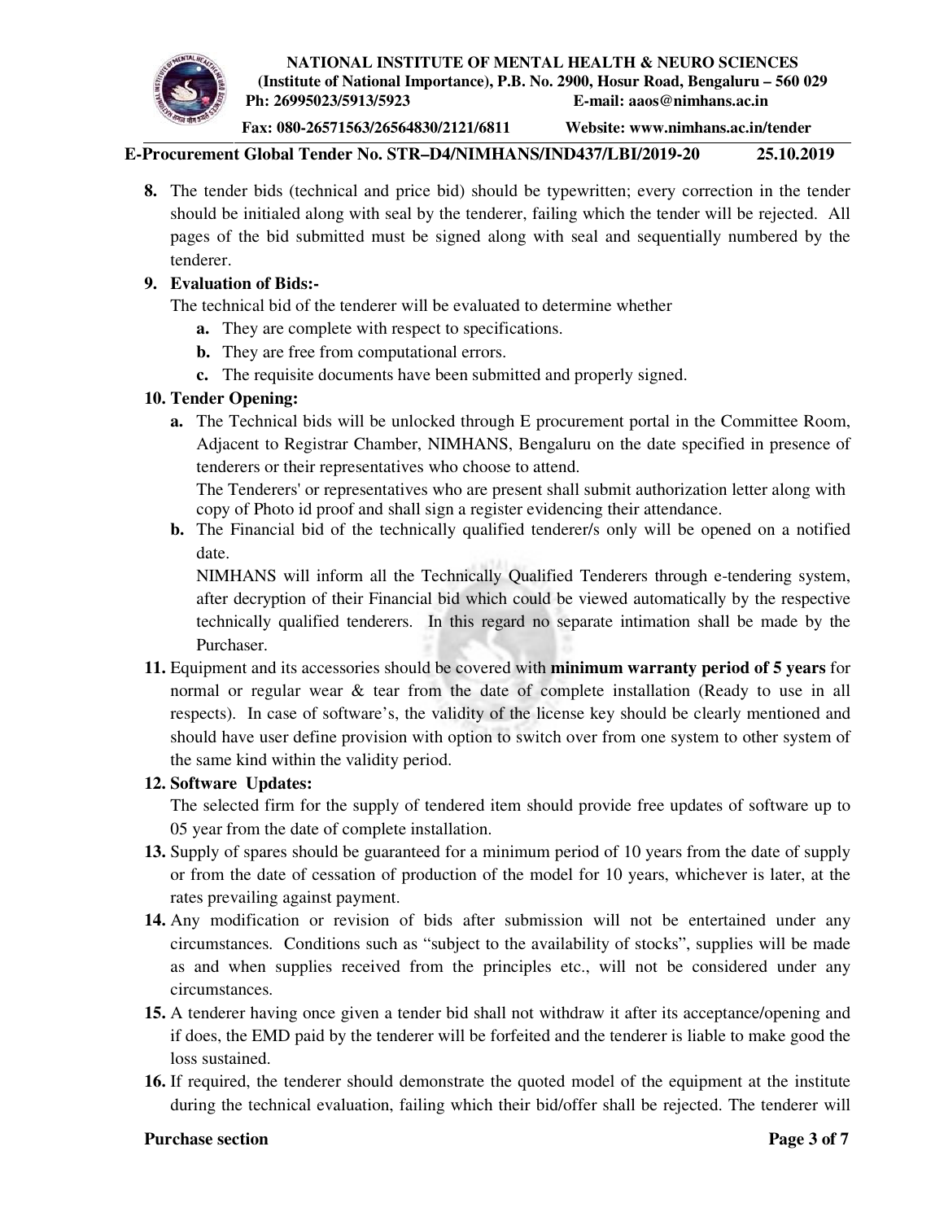8. The tender bids (technical and price bid) should be typewritten; every correction in the tender should be initialed along with seal by the tenderer, failing which the tender will be rejected. All pages of the bid submitted must be signed along with seal and sequentially numbered by the tenderer.

9. **Evaluation of Bids:-**

   The technical bid of the tenderer will be evaluated to determine whether

   a. They are complete with respect to specifications.
   b. They are free from computational errors.
   c. The requisite documents have been submitted and properly signed.

10. **Tender Opening:**

    a. The Technical bids will be unlocked through E procurement portal in the Committee Room, Adjacent to Registrar Chamber, NIMHANS, Bengaluru on the date specified in presence of tenderers or their representatives who choose to attend.

       The Tenderers' or representatives who are present shall submit authorization letter along with copy of Photo id proof and shall sign a register evidencing their attendance.

    b. The Financial bid of the technically qualified tenderer/s only will be opened on a notified date.

       NIMHANS will inform all the Technically Qualified Tenderers through e-tendering system, after decryption of their Financial bid which could be viewed automatically by the respective technically qualified tenderers. In this regard no separate intimation shall be made by the Purchaser.

11. Equipment and its accessories should be covered with **minimum warranty period of 5 years** for normal or regular wear & tear from the date of complete installation (Ready to use in all respects). In case of software's, the validity of the license key should be clearly mentioned and should have user define provision with option to switch over from one system to other system of the same kind within the validity period.

12. **Software Updates:**

    The selected firm for the supply of tendered item should provide free updates of software up to 05 year from the date of complete installation.

13. Supply of spares should be guaranteed for a minimum period of 10 years from the date of supply or from the date of cessation of production of the model for 10 years, whichever is later, at the rates prevailing against payment.

14. Any modification or revision of bids after submission will not be entertained under any circumstances. Conditions such as "subject to the availability of stocks", supplies will be made as and when supplies received from the principles etc., will not be considered under any circumstances.

15. A tenderer having once given a tender bid shall not withdraw it after its acceptance/opening and if does, the EMD paid by the tenderer will be forfeited and the tenderer is liable to make good the loss sustained.

16. If required, the tenderer should demonstrate the quoted model of the equipment at the institute during the technical evaluation, failing which their bid/offer shall be rejected. The tenderer will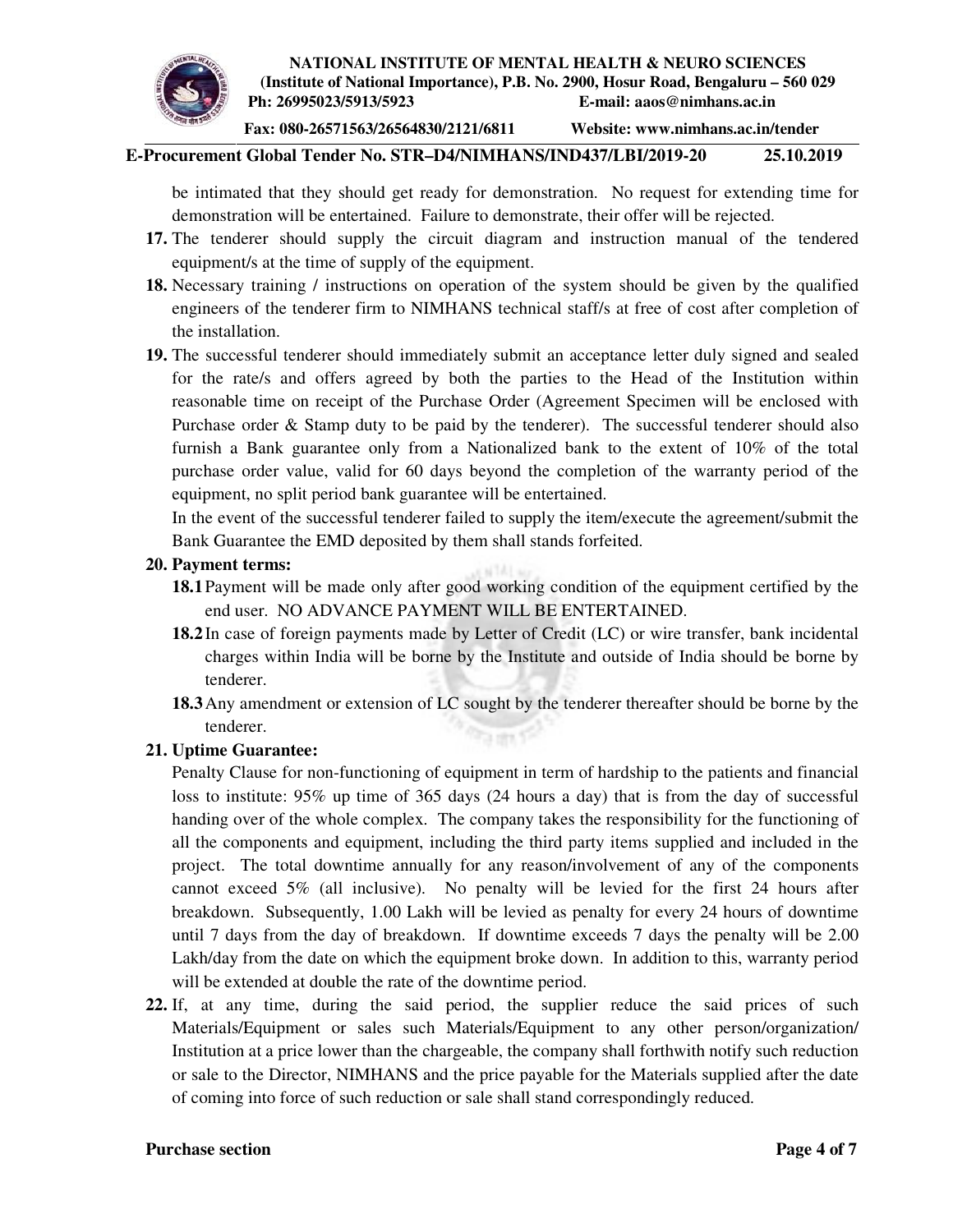be intimated that they should get ready for demonstration. No request for extending time for demonstration will be entertained. Failure to demonstrate, their offer will be rejected.

17. The tenderer should supply the circuit diagram and instruction manual of the tendered equipment/s at the time of supply of the equipment.
18. Necessary training / instructions on operation of the system should be given by the qualified engineers of the tenderer firm to NIMHANS technical staff/s at free of cost after completion of the installation.
19. The successful tenderer should immediately submit an acceptance letter duly signed and sealed for the rate/s and offers agreed by both the parties to the Head of the Institution within reasonable time on receipt of the Purchase Order (Agreement Specimen will be enclosed with Purchase order & Stamp duty to be paid by the tenderer). The successful tenderer should also furnish a Bank guarantee only from a Nationalized bank to the extent of 10% of the total purchase order value, valid for 60 days beyond the completion of the warranty period of the equipment, no split period bank guarantee will be entertained.

    In the event of the successful tenderer failed to supply the item/execute the agreement/submit the Bank Guarantee the EMD deposited by them shall stands forfeited.

20. **Payment terms:**
    - **18.1** Payment will be made only after good working condition of the equipment certified by the end user. NO ADVANCE PAYMENT WILL BE ENTERTAINED.
    - **18.2** In case of foreign payments made by Letter of Credit (LC) or wire transfer, bank incidental charges within India will be borne by the Institute and outside of India should be borne by tenderer.
    - **18.3** Any amendment or extension of LC sought by the tenderer thereafter should be borne by the tenderer.
21. **Uptime Guarantee:**

    Penalty Clause for non-functioning of equipment in term of hardship to the patients and financial loss to institute: 95% up time of 365 days (24 hours a day) that is from the day of successful handing over of the whole complex. The company takes the responsibility for the functioning of all the components and equipment, including the third party items supplied and included in the project. The total downtime annually for any reason/involvement of any of the components cannot exceed 5% (all inclusive). No penalty will be levied for the first 24 hours after breakdown. Subsequently, 1.00 Lakh will be levied as penalty for every 24 hours of downtime until 7 days from the day of breakdown. If downtime exceeds 7 days the penalty will be 2.00 Lakh/day from the date on which the equipment broke down. In addition to this, warranty period will be extended at double the rate of the downtime period.
22. If, at any time, during the said period, the supplier reduce the said prices of such Materials/Equipment or sales such Materials/Equipment to any other person/organization/ Institution at a price lower than the chargeable, the company shall forthwith notify such reduction or sale to the Director, NIMHANS and the price payable for the Materials supplied after the date of coming into force of such reduction or sale shall stand correspondingly reduced.

**Purchase section**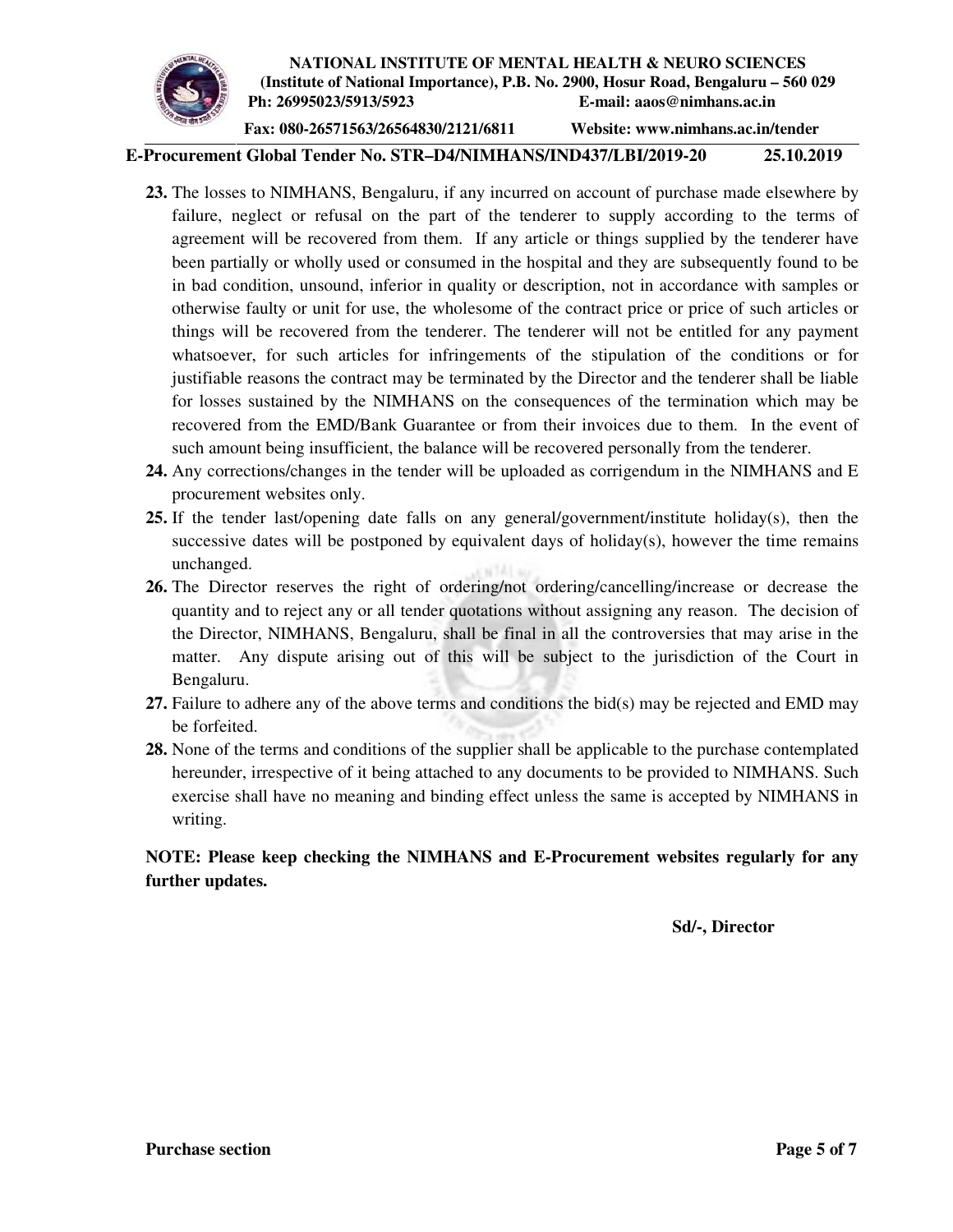23. The losses to NIMHANS, Bengaluru, if any incurred on account of purchase made elsewhere by failure, neglect or refusal on the part of the tenderer to supply according to the terms of agreement will be recovered from them. If any article or things supplied by the tenderer have been partially or wholly used or consumed in the hospital and they are subsequently found to be in bad condition, unsound, inferior in quality or description, not in accordance with samples or otherwise faulty or unit for use, the wholesome of the contract price or price of such articles or things will be recovered from the tenderer. The tenderer will not be entitled for any payment whatsoever, for such articles for infringements of the stipulation of the conditions or for justifiable reasons the contract may be terminated by the Director and the tenderer shall be liable for losses sustained by the NIMHANS on the consequences of the termination which may be recovered from the EMD/Bank Guarantee or from their invoices due to them. In the event of such amount being insufficient, the balance will be recovered personally from the tenderer.
24. Any corrections/changes in the tender will be uploaded as corrigendum in the NIMHANS and E procurement websites only.
25. If the tender last/opening date falls on any general/government/institute holiday(s), then the successive dates will be postponed by equivalent days of holiday(s), however the time remains unchanged.
26. The Director reserves the right of ordering/not ordering/cancelling/increase or decrease the quantity and to reject any or all tender quotations without assigning any reason. The decision of the Director, NIMHANS, Bengaluru, shall be final in all the controversies that may arise in the matter. Any dispute arising out of this will be subject to the jurisdiction of the Court in Bengaluru.
27. Failure to adhere any of the above terms and conditions the bid(s) may be rejected and EMD may be forfeited.
28. None of the terms and conditions of the supplier shall be applicable to the purchase contemplated hereunder, irrespective of it being attached to any documents to be provided to NIMHANS. Such exercise shall have no meaning and binding effect unless the same is accepted by NIMHANS in writing.

**NOTE: Please keep checking the NIMHANS and E-Procurement websites regularly for any further updates.**

**Sd/-, Director**

**Purchase section**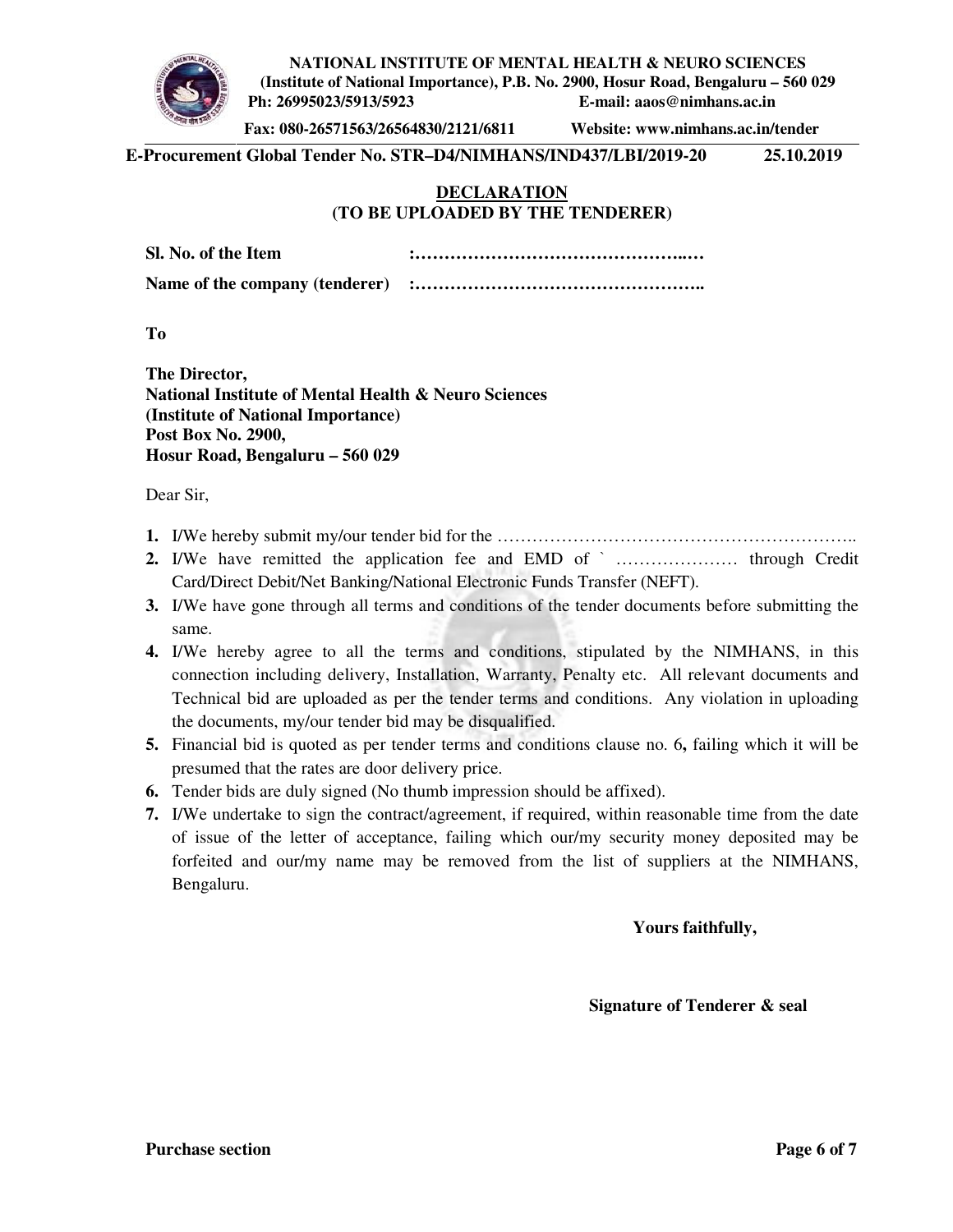**NATIONAL INSTITUTE OF MENTAL HEALTH & NEURO SCIENCES**
**(Institute of National Importance), P.B. No. 2900, Hosur Road, Bengaluru – 560 029**
**Ph: 26995023/5913/5923 E-mail: aaos@nimhans.ac.in**
**Fax: 080-26571563/26564830/2121/6811 Website: www.nimhans.ac.in/tender**

**E-Procurement Global Tender No. STR–D4/NIMHANS/IND437/LBI/2019-20 25.10.2019**

## DECLARATION
### (TO BE UPLOADED BY THE TENDERER)

**Sl. No. of the Item :…………………………………………..…**

**Name of the company (tenderer) :…………………………………………..**

**To**

**The Director,**
**National Institute of Mental Health & Neuro Sciences**
**(Institute of National Importance)**
**Post Box No. 2900,**
**Hosur Road, Bengaluru – 560 029**

Dear Sir,

1. I/We hereby submit my/our tender bid for the ……………………………………………………..
2. I/We have remitted the application fee and EMD of ` ………………… through Credit Card/Direct Debit/Net Banking/National Electronic Funds Transfer (NEFT).
3. I/We have gone through all terms and conditions of the tender documents before submitting the same.
4. I/We hereby agree to all the terms and conditions, stipulated by the NIMHANS, in this connection including delivery, Installation, Warranty, Penalty etc. All relevant documents and Technical bid are uploaded as per the tender terms and conditions. Any violation in uploading the documents, my/our tender bid may be disqualified.
5. Financial bid is quoted as per tender terms and conditions clause no. 6**,** failing which it will be presumed that the rates are door delivery price.
6. Tender bids are duly signed (No thumb impression should be affixed).
7. I/We undertake to sign the contract/agreement, if required, within reasonable time from the date of issue of the letter of acceptance, failing which our/my security money deposited may be forfeited and our/my name may be removed from the list of suppliers at the NIMHANS, Bengaluru.

**Yours faithfully,**

**Signature of Tenderer & seal**

**Purchase section**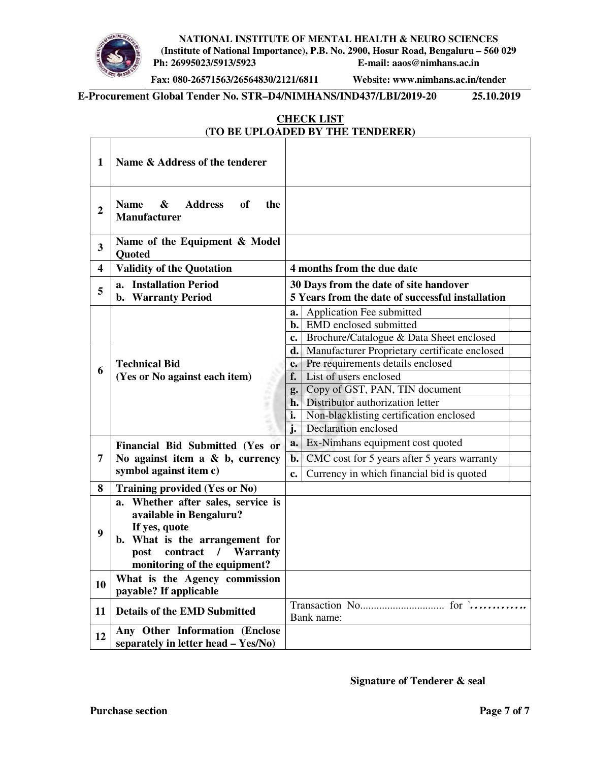**NATIONAL INSTITUTE OF MENTAL HEALTH & NEURO SCIENCES**
**(Institute of National Importance), P.B. No. 2900, Hosur Road, Bengaluru – 560 029**
**Ph: 26995023/5913/5923 E-mail: aaos@nimhans.ac.in**
**Fax: 080-26571563/26564830/2121/6811 Website: www.nimhans.ac.in/tender**

**E-Procurement Global Tender No. STR–D4/NIMHANS/IND437/LBI/2019-20 25.10.2019**

## CHECK LIST
## (TO BE UPLOADED BY THE TENDERER)

| | | | | |
|---|---|---|---|---|
| **1** | **Name & Address of the tenderer** | | | |
| **2** | **Name & Address of the Manufacturer** | | | |
| **3** | **Name of the Equipment & Model Quoted** | | | |
| **4** | **Validity of the Quotation** | **4 months from the due date** | | |
| **5** | **a. Installation Period**<br>**b. Warranty Period** | **30 Days from the date of site handover**<br>**5 Years from the date of successful installation** | | |
| **6** | **Technical Bid (Yes or No against each item)** | **a.** | Application Fee submitted | |
| | | **b.** | EMD enclosed submitted | |
| | | **c.** | Brochure/Catalogue & Data Sheet enclosed | |
| | | **d.** | Manufacturer Proprietary certificate enclosed | |
| | | **e.** | Pre requirements details enclosed | |
| | | **f.** | List of users enclosed | |
| | | **g.** | Copy of GST, PAN, TIN document | |
| | | **h.** | Distributor authorization letter | |
| | | **i.** | Non-blacklisting certification enclosed | |
| | | **j.** | Declaration enclosed | |
| **7** | **Financial Bid Submitted (Yes or No against item a & b, currency symbol against item c)** | **a.** | Ex-Nimhans equipment cost quoted | |
| | | **b.** | CMC cost for 5 years after 5 years warranty | |
| | | **c.** | Currency in which financial bid is quoted | |
| **8** | **Training provided (Yes or No)** | | | |
| **9** | **a. Whether after sales, service is available in Bengaluru? If yes, quote**<br>**b. What is the arrangement for post contract / Warranty monitoring of the equipment?** | | | |
| **10** | **What is the Agency commission payable? If applicable** | | | |
| **11** | **Details of the EMD Submitted** | Transaction No.............................. for `…………<br>Bank name: | | |
| **12** | **Any Other Information (Enclose separately in letter head – Yes/No)** | | | |

**Signature of Tenderer & seal**

**Purchase section**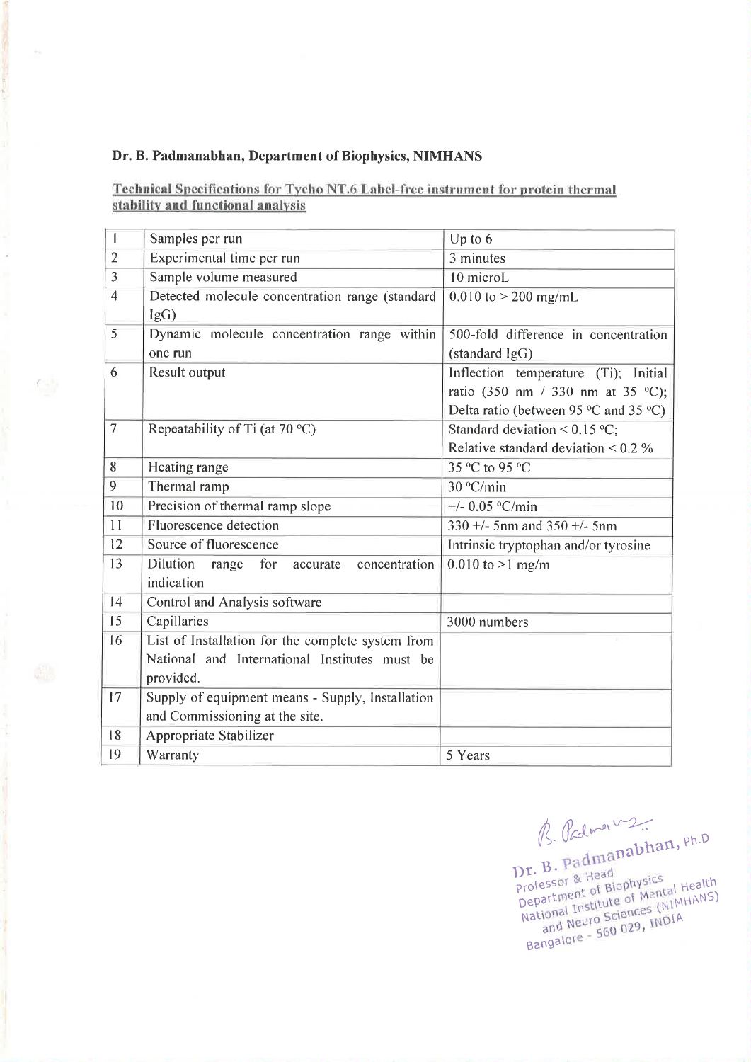**Dr. B. Padmanabhan, Department of Biophysics, NIMHANS**

**Technical Specifications for Tycho NT.6 Label-free instrument for protein thermal stability and functional analysis**

| | | |
|---|---|---|
| 1 | Samples per run | Up to 6 |
| 2 | Experimental time per run | 3 minutes |
| 3 | Sample volume measured | 10 microL |
| 4 | Detected molecule concentration range (standard IgG) | 0.010 to > 200 mg/mL |
| 5 | Dynamic molecule concentration range within one run | 500-fold difference in concentration (standard IgG) |
| 6 | Result output | Inflection temperature (Ti); Initial ratio (350 nm / 330 nm at 35 °C); Delta ratio (between 95 °C and 35 °C) |
| 7 | Repeatability of Ti (at 70 °C) | Standard deviation < 0.15 °C; Relative standard deviation < 0.2 % |
| 8 | Heating range | 35 °C to 95 °C |
| 9 | Thermal ramp | 30 °C/min |
| 10 | Precision of thermal ramp slope | +/- 0.05 °C/min |
| 11 | Fluorescence detection | 330 +/- 5nm and 350 +/- 5nm |
| 12 | Source of fluorescence | Intrinsic tryptophan and/or tyrosine |
| 13 | Dilution range for accurate concentration indication | 0.010 to >1 mg/m |
| 14 | Control and Analysis software | |
| 15 | Capillaries | 3000 numbers |
| 16 | List of Installation for the complete system from National and International Institutes must be provided. | |
| 17 | Supply of equipment means - Supply, Installation and Commissioning at the site. | |
| 18 | Appropriate Stabilizer | |
| 19 | Warranty | 5 Years |

B. Padmanabhan

Dr. B. Padmanabhan, Ph.D
Professor & Head
Department of Biophysics
National Institute of Mental Health and Neuro Sciences (NIMHANS)
Bangalore - 560 029, INDIA